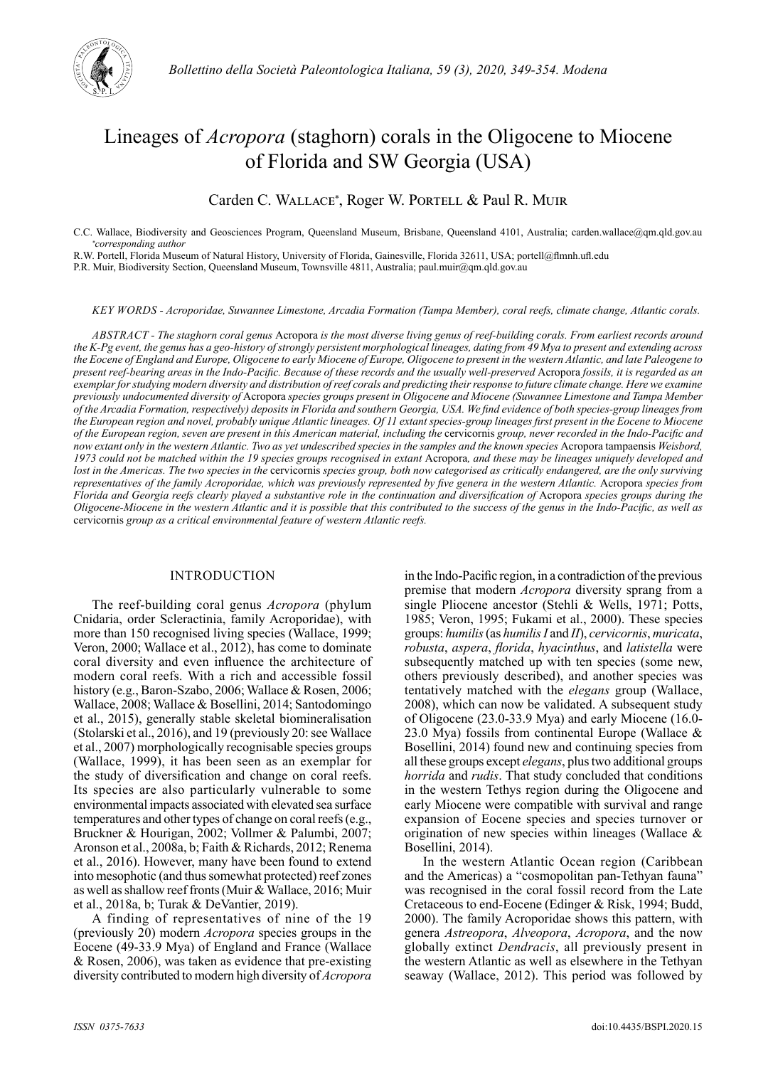# Lineages of *Acropora* (staghorn) corals in the Oligocene to Miocene of Florida and SW Georgia (USA)

Carden C. Wallace*, Roger W. Portell & Paul R. Muir

C.C. Wallace, Biodiversity and Geosciences Program, Queensland Museum, Brisbane, Queensland 4101, Australia; carden.wallace@qm.qld.gov.au
*corresponding author

R.W. Portell, Florida Museum of Natural History, University of Florida, Gainesville, Florida 32611, USA; portell@flmnh.ufl.edu

P.R. Muir, Biodiversity Section, Queensland Museum, Townsville 4811, Australia; paul.muir@qm.qld.gov.au

*KEY WORDS - Acroporidae, Suwannee Limestone, Arcadia Formation (Tampa Member), coral reefs, climate change, Atlantic corals.*

*ABSTRACT - The staghorn coral genus* Acropora *is the most diverse living genus of reef-building corals. From earliest records around the K-Pg event, the genus has a geo-history of strongly persistent morphological lineages, dating from 49 Mya to present and extending across the Eocene of England and Europe, Oligocene to early Miocene of Europe, Oligocene to present in the western Atlantic, and late Paleogene to present reef-bearing areas in the Indo-Pacific. Because of these records and the usually well-preserved* Acropora *fossils, it is regarded as an exemplar for studying modern diversity and distribution of reef corals and predicting their response to future climate change. Here we examine previously undocumented diversity of* Acropora *species groups present in Oligocene and Miocene (Suwannee Limestone and Tampa Member of the Arcadia Formation, respectively) deposits in Florida and southern Georgia, USA. We find evidence of both species-group lineages from the European region and novel, probably unique Atlantic lineages. Of 11 extant species-group lineages first present in the Eocene to Miocene of the European region, seven are present in this American material, including the* cervicornis *group, never recorded in the Indo-Pacific and now extant only in the western Atlantic. Two as yet undescribed species in the samples and the known species* Acropora tampaensis *Weisbord, 1973 could not be matched within the 19 species groups recognised in extant* Acropora*, and these may be lineages uniquely developed and lost in the Americas. The two species in the* cervicornis *species group, both now categorised as critically endangered, are the only surviving representatives of the family Acroporidae, which was previously represented by five genera in the western Atlantic.* Acropora *species from Florida and Georgia reefs clearly played a substantive role in the continuation and diversification of* Acropora *species groups during the Oligocene-Miocene in the western Atlantic and it is possible that this contributed to the success of the genus in the Indo-Pacific, as well as* cervicornis *group as a critical environmental feature of western Atlantic reefs.*

## INTRODUCTION

The reef-building coral genus *Acropora* (phylum Cnidaria, order Scleractinia, family Acroporidae), with more than 150 recognised living species (Wallace, 1999; Veron, 2000; Wallace et al., 2012), has come to dominate coral diversity and even influence the architecture of modern coral reefs. With a rich and accessible fossil history (e.g., Baron-Szabo, 2006; Wallace & Rosen, 2006; Wallace, 2008; Wallace & Bosellini, 2014; Santodomingo et al., 2015), generally stable skeletal biomineralisation (Stolarski et al., 2016), and 19 (previously 20: see Wallace et al., 2007) morphologically recognisable species groups (Wallace, 1999), it has been seen as an exemplar for the study of diversification and change on coral reefs. Its species are also particularly vulnerable to some environmental impacts associated with elevated sea surface temperatures and other types of change on coral reefs (e.g., Bruckner & Hourigan, 2002; Vollmer & Palumbi, 2007; Aronson et al., 2008a, b; Faith & Richards, 2012; Renema et al., 2016). However, many have been found to extend into mesophotic (and thus somewhat protected) reef zones as well as shallow reef fronts (Muir & Wallace, 2016; Muir et al., 2018a, b; Turak & DeVantier, 2019).

A finding of representatives of nine of the 19 (previously 20) modern *Acropora* species groups in the Eocene (49-33.9 Mya) of England and France (Wallace & Rosen, 2006), was taken as evidence that pre-existing diversity contributed to modern high diversity of *Acropora* in the Indo-Pacific region, in a contradiction of the previous premise that modern *Acropora* diversity sprang from a single Pliocene ancestor (Stehli & Wells, 1971; Potts, 1985; Veron, 1995; Fukami et al., 2000). These species groups: *humilis* (as *humilis I* and *II*), *cervicornis*, *muricata*, *robusta*, *aspera*, *florida*, *hyacinthus*, and *latistella* were subsequently matched up with ten species (some new, others previously described), and another species was tentatively matched with the *elegans* group (Wallace, 2008), which can now be validated. A subsequent study of Oligocene (23.0-33.9 Mya) and early Miocene (16.0-23.0 Mya) fossils from continental Europe (Wallace & Bosellini, 2014) found new and continuing species from all these groups except *elegans*, plus two additional groups *horrida* and *rudis*. That study concluded that conditions in the western Tethys region during the Oligocene and early Miocene were compatible with survival and range expansion of Eocene species and species turnover or origination of new species within lineages (Wallace & Bosellini, 2014).

In the western Atlantic Ocean region (Caribbean and the Americas) a "cosmopolitan pan-Tethyan fauna" was recognised in the coral fossil record from the Late Cretaceous to end-Eocene (Edinger & Risk, 1994; Budd, 2000). The family Acroporidae shows this pattern, with genera *Astreopora*, *Alveopora*, *Acropora*, and the now globally extinct *Dendracis*, all previously present in the western Atlantic as well as elsewhere in the Tethyan seaway (Wallace, 2012). This period was followed by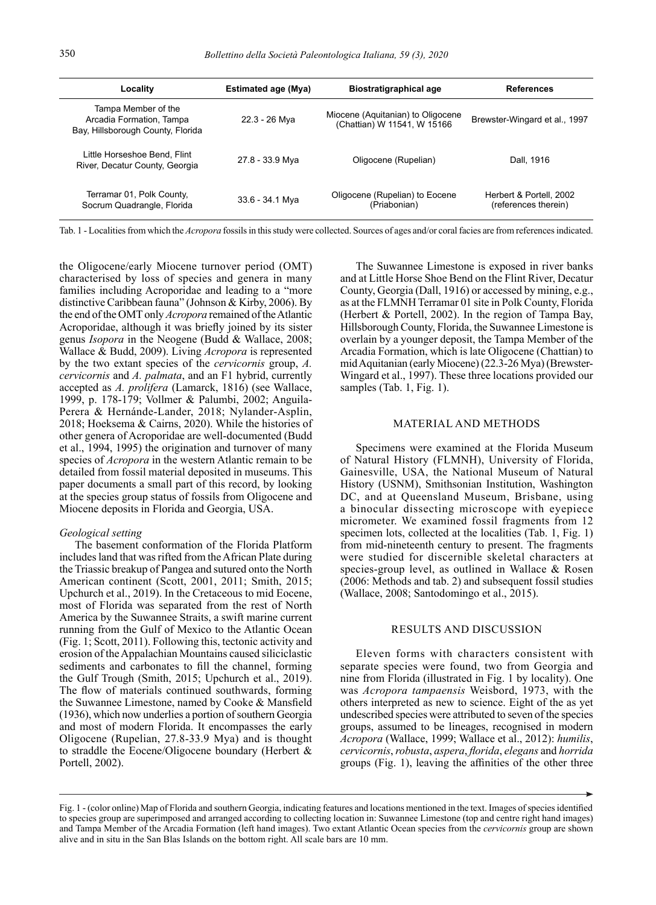| Locality | Estimated age (Mya) | Biostratigraphical age | References |
| --- | --- | --- | --- |
| Tampa Member of the Arcadia Formation, Tampa Bay, Hillsborough County, Florida | 22.3 - 26 Mya | Miocene (Aquitanian) to Oligocene (Chattian) W 11541, W 15166 | Brewster-Wingard et al., 1997 |
| Little Horseshoe Bend, Flint River, Decatur County, Georgia | 27.8 - 33.9 Mya | Oligocene (Rupelian) | Dall, 1916 |
| Terramar 01, Polk County, Socrum Quadrangle, Florida | 33.6 - 34.1 Mya | Oligocene (Rupelian) to Eocene (Priabonian) | Herbert & Portell, 2002 (references therein) |

Tab. 1 - Localities from which the *Acropora* fossils in this study were collected. Sources of ages and/or coral facies are from references indicated.

the Oligocene/early Miocene turnover period (OMT) characterised by loss of species and genera in many families including Acroporidae and leading to a "more distinctive Caribbean fauna" (Johnson & Kirby, 2006). By the end of the OMT only *Acropora* remained of the Atlantic Acroporidae, although it was briefly joined by its sister genus *Isopora* in the Neogene (Budd & Wallace, 2008; Wallace & Budd, 2009). Living *Acropora* is represented by the two extant species of the *cervicornis* group, *A. cervicornis* and *A. palmata*, and an F1 hybrid, currently accepted as *A. prolifera* (Lamarck, 1816) (see Wallace, 1999, p. 178-179; Vollmer & Palumbi, 2002; Anguila-Perera & Hernánde-Lander, 2018; Nylander-Asplin, 2018; Hoeksema & Cairns, 2020). While the histories of other genera of Acroporidae are well-documented (Budd et al., 1994, 1995) the origination and turnover of many species of *Acropora* in the western Atlantic remain to be detailed from fossil material deposited in museums. This paper documents a small part of this record, by looking at the species group status of fossils from Oligocene and Miocene deposits in Florida and Georgia, USA.

### *Geological setting*

The basement conformation of the Florida Platform includes land that was rifted from the African Plate during the Triassic breakup of Pangea and sutured onto the North American continent (Scott, 2001, 2011; Smith, 2015; Upchurch et al., 2019). In the Cretaceous to mid Eocene, most of Florida was separated from the rest of North America by the Suwannee Straits, a swift marine current running from the Gulf of Mexico to the Atlantic Ocean (Fig. 1; Scott, 2011). Following this, tectonic activity and erosion of the Appalachian Mountains caused siliciclastic sediments and carbonates to fill the channel, forming the Gulf Trough (Smith, 2015; Upchurch et al., 2019). The flow of materials continued southwards, forming the Suwannee Limestone, named by Cooke & Mansfield (1936), which now underlies a portion of southern Georgia and most of modern Florida. It encompasses the early Oligocene (Rupelian, 27.8-33.9 Mya) and is thought to straddle the Eocene/Oligocene boundary (Herbert & Portell, 2002).

The Suwannee Limestone is exposed in river banks and at Little Horse Shoe Bend on the Flint River, Decatur County, Georgia (Dall, 1916) or accessed by mining, e.g., as at the FLMNH Terramar 01 site in Polk County, Florida (Herbert & Portell, 2002). In the region of Tampa Bay, Hillsborough County, Florida, the Suwannee Limestone is overlain by a younger deposit, the Tampa Member of the Arcadia Formation, which is late Oligocene (Chattian) to mid Aquitanian (early Miocene) (22.3-26 Mya) (Brewster-Wingard et al., 1997). These three locations provided our samples (Tab. 1, Fig. 1).

## MATERIAL AND METHODS

Specimens were examined at the Florida Museum of Natural History (FLMNH), University of Florida, Gainesville, USA, the National Museum of Natural History (USNM), Smithsonian Institution, Washington DC, and at Queensland Museum, Brisbane, using a binocular dissecting microscope with eyepiece micrometer. We examined fossil fragments from 12 specimen lots, collected at the localities (Tab. 1, Fig. 1) from mid-nineteenth century to present. The fragments were studied for discernible skeletal characters at species-group level, as outlined in Wallace & Rosen (2006: Methods and tab. 2) and subsequent fossil studies (Wallace, 2008; Santodomingo et al., 2015).

## RESULTS AND DISCUSSION

Eleven forms with characters consistent with separate species were found, two from Georgia and nine from Florida (illustrated in Fig. 1 by locality). One was *Acropora tampaensis* Weisbord, 1973, with the others interpreted as new to science. Eight of the as yet undescribed species were attributed to seven of the species groups, assumed to be lineages, recognised in modern *Acropora* (Wallace, 1999; Wallace et al., 2012): *humilis*, *cervicornis*, *robusta*, *aspera*, *florida*, *elegans* and *horrida* groups (Fig. 1), leaving the affinities of the other three

Fig. 1 - (color online) Map of Florida and southern Georgia, indicating features and locations mentioned in the text. Images of species identified to species group are superimposed and arranged according to collecting location in: Suwannee Limestone (top and centre right hand images) and Tampa Member of the Arcadia Formation (left hand images). Two extant Atlantic Ocean species from the *cervicornis* group are shown alive and in situ in the San Blas Islands on the bottom right. All scale bars are 10 mm.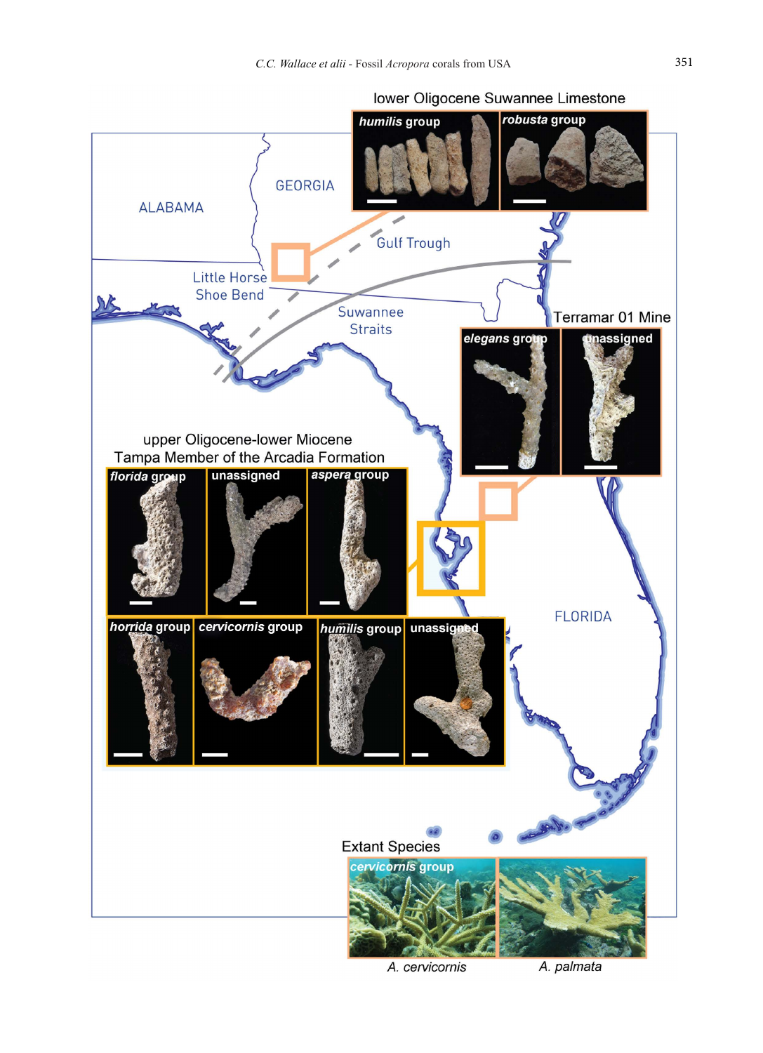lower Oligocene Suwannee Limestone

*humilis* group | *robusta* group

GEORGIA

ALABAMA

Gulf Trough

Little Horse Shoe Bend

Suwannee Straits

Terramar 01 Mine

*elegans* group | unassigned

upper Oligocene-lower Miocene
Tampa Member of the Arcadia Formation

*florida* group | unassigned | *aspera* group

*horrida* group | *cervicornis* group | *humilis* group | unassigned

FLORIDA

Extant Species

*cervicornis* group

*A. cervicornis* | *A. palmata*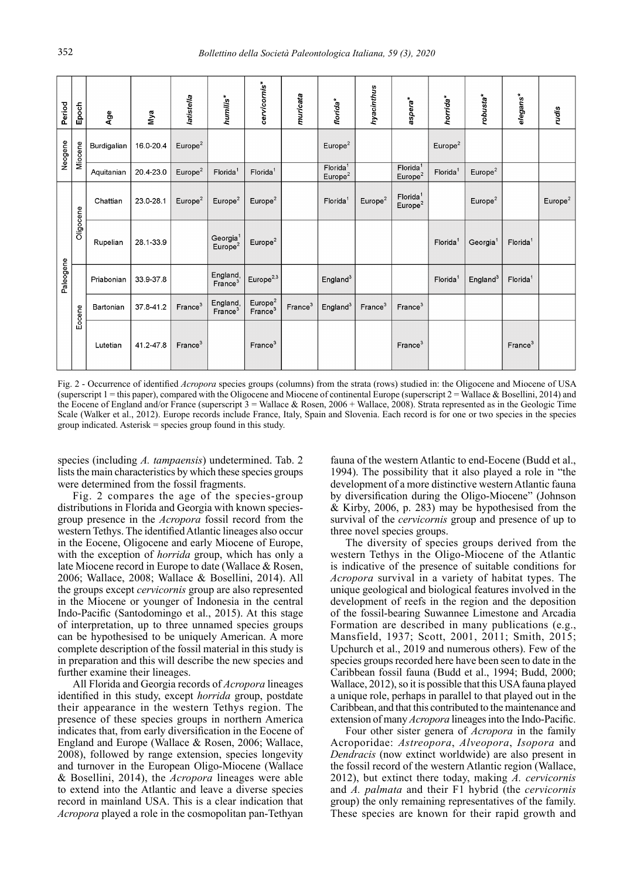| Period | Epoch | Age | Mya | *latistella* | *humilis** | *cervicornis** | *muricata* | *florida** | *hyacinthus* | *aspera** | *horrida** | *robusta** | *elegans** | *rudis* |
|---|---|---|---|---|---|---|---|---|---|---|---|---|---|---|
| Neogene | Miocene | Burdigalian | 16.0-20.4 | Europe[2] | | | | Europe[2] | | | Europe[2] | | | |
| | | Aquitanian | 20.4-23.0 | Europe[2] | Florida[1] | Florida[1] | | Florida[1] Europe[2] | | Florida[1] Europe[2] | Florida[1] | Europe[2] | | |
| Paleogene | Oligocene | Chattian | 23.0-28.1 | Europe[2] | Europe[2] | Europe[2] | | Florida[1] | Europe[2] | Florida[1] Europe[2] | | Europe[2] | | Europe[2] |
| | | Rupelian | 28.1-33.9 | | Georgia[1] Europe[2] | Europe[2] | | | | | Florida[1] | Georgia[1] | Florida[1] | |
| | Eocene | Priabonian | 33.9-37.8 | | England, France[3] | Europe[2,3] | | England[3] | | | Florida[1] | England[3] | Florida[1] | |
| | | Bartonian | 37.8-41.2 | France[3] | England, France[3] | Europe[2] France[3] | France[3] | England[3] | France[3] | France[3] | | | | |
| | | Lutetian | 41.2-47.8 | France[3] | | France[3] | | | | France[3] | | | France[3] | |

Fig. 2 - Occurrence of identified *Acropora* species groups (columns) from the strata (rows) studied in: the Oligocene and Miocene of USA (superscript 1 = this paper), compared with the Oligocene and Miocene of continental Europe (superscript 2 = Wallace & Bosellini, 2014) and the Eocene of England and/or France (superscript 3 = Wallace & Rosen, 2006 + Wallace, 2008). Strata represented as in the Geologic Time Scale (Walker et al., 2012). Europe records include France, Italy, Spain and Slovenia. Each record is for one or two species in the species group indicated. Asterisk = species group found in this study.

species (including *A. tampaensis*) undetermined. Tab. 2 lists the main characteristics by which these species groups were determined from the fossil fragments.

Fig. 2 compares the age of the species-group distributions in Florida and Georgia with known species-group presence in the *Acropora* fossil record from the western Tethys. The identified Atlantic lineages also occur in the Eocene, Oligocene and early Miocene of Europe, with the exception of *horrida* group, which has only a late Miocene record in Europe to date (Wallace & Rosen, 2006; Wallace, 2008; Wallace & Bosellini, 2014). All the groups except *cervicornis* group are also represented in the Miocene or younger of Indonesia in the central Indo-Pacific (Santodomingo et al., 2015). At this stage of interpretation, up to three unnamed species groups can be hypothesised to be uniquely American. A more complete description of the fossil material in this study is in preparation and this will describe the new species and further examine their lineages.

All Florida and Georgia records of *Acropora* lineages identified in this study, except *horrida* group, postdate their appearance in the western Tethys region. The presence of these species groups in northern America indicates that, from early diversification in the Eocene of England and Europe (Wallace & Rosen, 2006; Wallace, 2008), followed by range extension, species longevity and turnover in the European Oligo-Miocene (Wallace & Bosellini, 2014), the *Acropora* lineages were able to extend into the Atlantic and leave a diverse species record in mainland USA. This is a clear indication that *Acropora* played a role in the cosmopolitan pan-Tethyan fauna of the western Atlantic to end-Eocene (Budd et al., 1994). The possibility that it also played a role in "the development of a more distinctive western Atlantic fauna by diversification during the Oligo-Miocene" (Johnson & Kirby, 2006, p. 283) may be hypothesised from the survival of the *cervicornis* group and presence of up to three novel species groups.

The diversity of species groups derived from the western Tethys in the Oligo-Miocene of the Atlantic is indicative of the presence of suitable conditions for *Acropora* survival in a variety of habitat types. The unique geological and biological features involved in the development of reefs in the region and the deposition of the fossil-bearing Suwannee Limestone and Arcadia Formation are described in many publications (e.g., Mansfield, 1937; Scott, 2001, 2011; Smith, 2015; Upchurch et al., 2019 and numerous others). Few of the species groups recorded here have been seen to date in the Caribbean fossil fauna (Budd et al., 1994; Budd, 2000; Wallace, 2012), so it is possible that this USA fauna played a unique role, perhaps in parallel to that played out in the Caribbean, and that this contributed to the maintenance and extension of many *Acropora* lineages into the Indo-Pacific.

Four other sister genera of *Acropora* in the family Acroporidae: *Astreopora*, *Alveopora*, *Isopora* and *Dendracis* (now extinct worldwide) are also present in the fossil record of the western Atlantic region (Wallace, 2012), but extinct there today, making *A. cervicornis* and *A. palmata* and their F1 hybrid (the *cervicornis* group) the only remaining representatives of the family. These species are known for their rapid growth and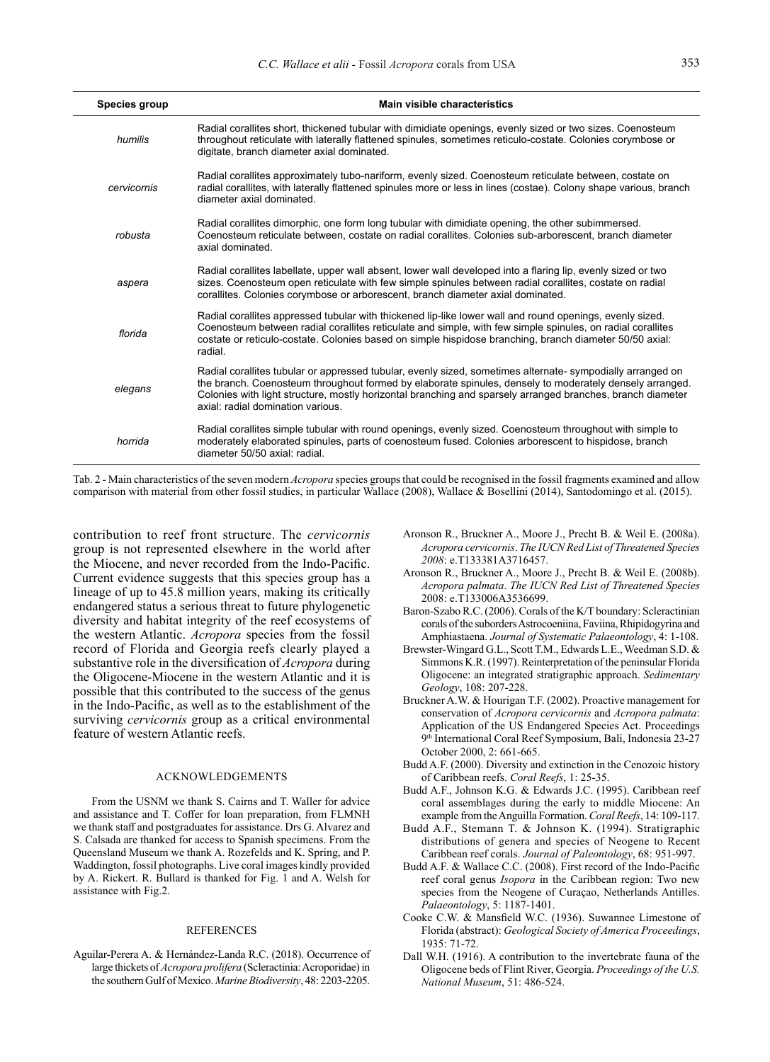| Species group | Main visible characteristics |
|---|---|
| *humilis* | Radial corallites short, thickened tubular with dimidiate openings, evenly sized or two sizes. Coenosteum throughout reticulate with laterally flattened spinules, sometimes reticulo-costate. Colonies corymbose or digitate, branch diameter axial dominated. |
| *cervicornis* | Radial corallites approximately tubo-nariform, evenly sized. Coenosteum reticulate between, costate on radial corallites, with laterally flattened spinules more or less in lines (costae). Colony shape various, branch diameter axial dominated. |
| *robusta* | Radial corallites dimorphic, one form long tubular with dimidiate opening, the other subimmersed. Coenosteum reticulate between, costate on radial corallites. Colonies sub-arborescent, branch diameter axial dominated. |
| *aspera* | Radial corallites labellate, upper wall absent, lower wall developed into a flaring lip, evenly sized or two sizes. Coenosteum open reticulate with few simple spinules between radial corallites, costate on radial corallites. Colonies corymbose or arborescent, branch diameter axial dominated. |
| *florida* | Radial corallites appressed tubular with thickened lip-like lower wall and round openings, evenly sized. Coenosteum between radial corallites reticulate and simple, with few simple spinules, on radial corallites costate or reticulo-costate. Colonies based on simple hispidose branching, branch diameter 50/50 axial: radial. |
| *elegans* | Radial corallites tubular or appressed tubular, evenly sized, sometimes alternate- sympodially arranged on the branch. Coenosteum throughout formed by elaborate spinules, densely to moderately densely arranged. Colonies with light structure, mostly horizontal branching and sparsely arranged branches, branch diameter axial: radial domination various. |
| *horrida* | Radial corallites simple tubular with round openings, evenly sized. Coenosteum throughout with simple to moderately elaborated spinules, parts of coenosteum fused. Colonies arborescent to hispidose, branch diameter 50/50 axial: radial. |

Tab. 2 - Main characteristics of the seven modern *Acropora* species groups that could be recognised in the fossil fragments examined and allow comparison with material from other fossil studies, in particular Wallace (2008), Wallace & Bosellini (2014), Santodomingo et al. (2015).

contribution to reef front structure. The *cervicornis* group is not represented elsewhere in the world after the Miocene, and never recorded from the Indo-Pacific. Current evidence suggests that this species group has a lineage of up to 45.8 million years, making its critically endangered status a serious threat to future phylogenetic diversity and habitat integrity of the reef ecosystems of the western Atlantic. *Acropora* species from the fossil record of Florida and Georgia reefs clearly played a substantive role in the diversification of *Acropora* during the Oligocene-Miocene in the western Atlantic and it is possible that this contributed to the success of the genus in the Indo-Pacific, as well as to the establishment of the surviving *cervicornis* group as a critical environmental feature of western Atlantic reefs.

## ACKNOWLEDGEMENTS

From the USNM we thank S. Cairns and T. Waller for advice and assistance and T. Coffer for loan preparation, from FLMNH we thank staff and postgraduates for assistance. Drs G. Alvarez and S. Calsada are thanked for access to Spanish specimens. From the Queensland Museum we thank A. Rozefelds and K. Spring, and P. Waddington, fossil photographs. Live coral images kindly provided by A. Rickert. R. Bullard is thanked for Fig. 1 and A. Welsh for assistance with Fig.2.

## REFERENCES

Aguilar-Perera A. & Hernández-Landa R.C. (2018). Occurrence of large thickets of *Acropora prolifera* (Scleractinia: Acroporidae) in the southern Gulf of Mexico. *Marine Biodiversity*, 48: 2203-2205.

Aronson R., Bruckner A., Moore J., Precht B. & Weil E. (2008a). *Acropora cervicornis*. *The IUCN Red List of Threatened Species 2008*: e.T133381A3716457.

Aronson R., Bruckner A., Moore J., Precht B. & Weil E. (2008b). *Acropora palmata*. *The IUCN Red List of Threatened Species* 2008: e.T133006A3536699.

Baron-Szabo R.C. (2006). Corals of the K/T boundary: Scleractinian corals of the suborders Astrocoeniina, Faviina, Rhipidogyrina and Amphiastaena. *Journal of Systematic Palaeontology*, 4: 1-108.

Brewster-Wingard G.L., Scott T.M., Edwards L.E., Weedman S.D. & Simmons K.R. (1997). Reinterpretation of the peninsular Florida Oligocene: an integrated stratigraphic approach. *Sedimentary Geology*, 108: 207-228.

Bruckner A.W. & Hourigan T.F. (2002). Proactive management for conservation of *Acropora cervicornis* and *Acropora palmata*: Application of the US Endangered Species Act. Proceedings 9th International Coral Reef Symposium, Bali, Indonesia 23-27 October 2000, 2: 661-665.

Budd A.F. (2000). Diversity and extinction in the Cenozoic history of Caribbean reefs. *Coral Reefs*, 1: 25-35.

Budd A.F., Johnson K.G. & Edwards J.C. (1995). Caribbean reef coral assemblages during the early to middle Miocene: An example from the Anguilla Formation. *Coral Reefs*, 14: 109-117.

Budd A.F., Stemann T. & Johnson K. (1994). Stratigraphic distributions of genera and species of Neogene to Recent Caribbean reef corals. *Journal of Paleontology*, 68: 951-997.

Budd A.F. & Wallace C.C. (2008). First record of the Indo-Pacific reef coral genus *Isopora* in the Caribbean region: Two new species from the Neogene of Curaçao, Netherlands Antilles. *Palaeontology*, 5: 1187-1401.

Cooke C.W. & Mansfield W.C. (1936). Suwannee Limestone of Florida (abstract): *Geological Society of America Proceedings*, 1935: 71-72.

Dall W.H. (1916). A contribution to the invertebrate fauna of the Oligocene beds of Flint River, Georgia. *Proceedings of the U.S. National Museum*, 51: 486-524.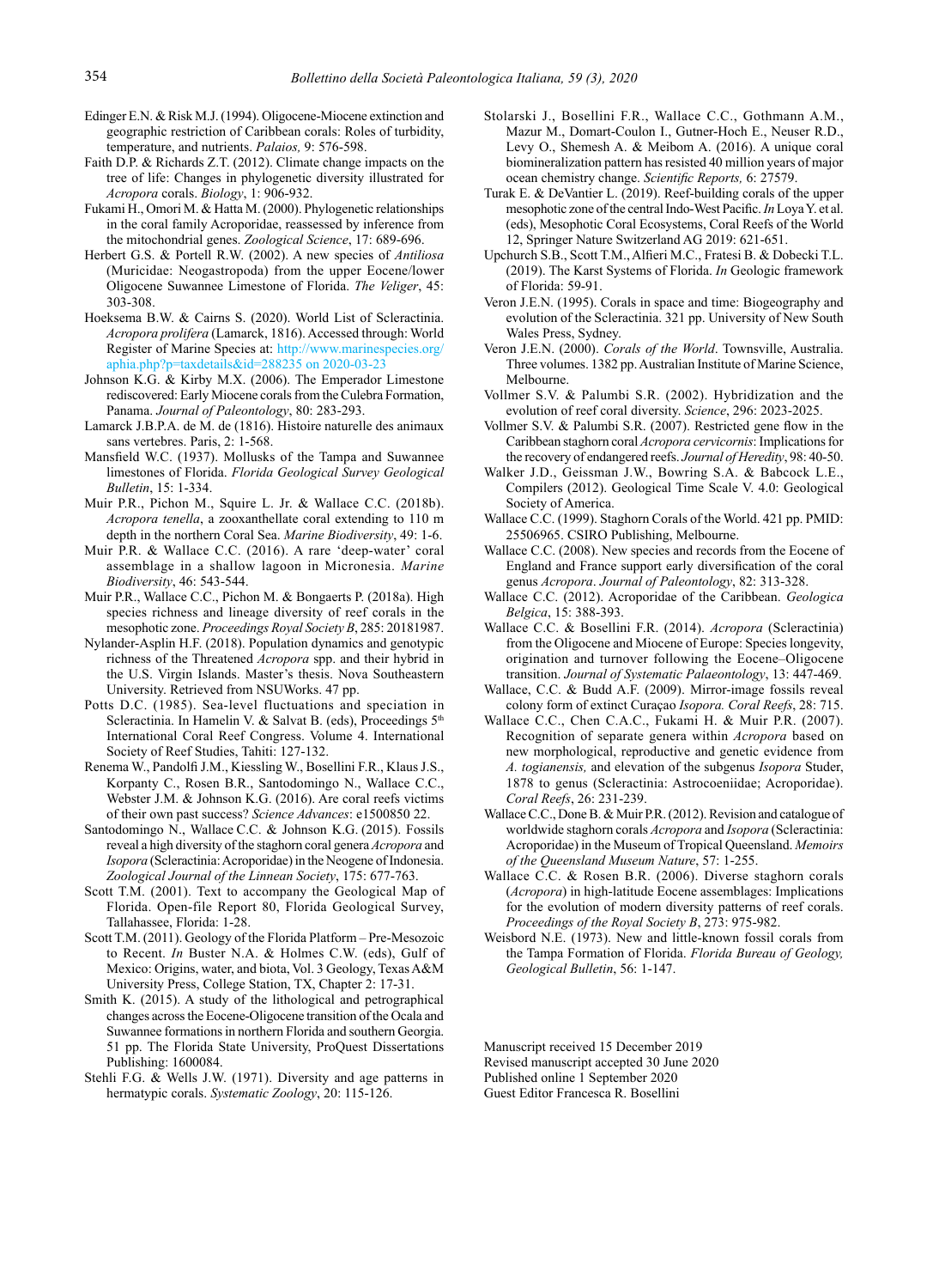Edinger E.N. & Risk M.J. (1994). Oligocene-Miocene extinction and geographic restriction of Caribbean corals: Roles of turbidity, temperature, and nutrients. *Palaios,* 9: 576-598.

Faith D.P. & Richards Z.T. (2012). Climate change impacts on the tree of life: Changes in phylogenetic diversity illustrated for *Acropora* corals. *Biology*, 1: 906-932.

Fukami H., Omori M. & Hatta M. (2000). Phylogenetic relationships in the coral family Acroporidae, reassessed by inference from the mitochondrial genes. *Zoological Science*, 17: 689-696.

Herbert G.S. & Portell R.W. (2002). A new species of *Antiliosa* (Muricidae: Neogastropoda) from the upper Eocene/lower Oligocene Suwannee Limestone of Florida. *The Veliger*, 45: 303-308.

Hoeksema B.W. & Cairns S. (2020). World List of Scleractinia. *Acropora prolifera* (Lamarck, 1816). Accessed through: World Register of Marine Species at: http://www.marinespecies.org/aphia.php?p=taxdetails&id=288235 on 2020-03-23

Johnson K.G. & Kirby M.X. (2006). The Emperador Limestone rediscovered: Early Miocene corals from the Culebra Formation, Panama. *Journal of Paleontology*, 80: 283-293.

Lamarck J.B.P.A. de M. de (1816). Histoire naturelle des animaux sans vertebres. Paris, 2: 1-568.

Mansfield W.C. (1937). Mollusks of the Tampa and Suwannee limestones of Florida. *Florida Geological Survey Geological Bulletin*, 15: 1-334.

Muir P.R., Pichon M., Squire L. Jr. & Wallace C.C. (2018b). *Acropora tenella*, a zooxanthellate coral extending to 110 m depth in the northern Coral Sea. *Marine Biodiversity*, 49: 1-6.

Muir P.R. & Wallace C.C. (2016). A rare 'deep-water' coral assemblage in a shallow lagoon in Micronesia. *Marine Biodiversity*, 46: 543-544.

Muir P.R., Wallace C.C., Pichon M. & Bongaerts P. (2018a). High species richness and lineage diversity of reef corals in the mesophotic zone. *Proceedings Royal Society B*, 285: 20181987.

Nylander-Asplin H.F. (2018). Population dynamics and genotypic richness of the Threatened *Acropora* spp. and their hybrid in the U.S. Virgin Islands. Master's thesis. Nova Southeastern University. Retrieved from NSUWorks. 47 pp.

Potts D.C. (1985). Sea-level fluctuations and speciation in Scleractinia. In Hamelin V. & Salvat B. (eds), Proceedings 5th International Coral Reef Congress. Volume 4. International Society of Reef Studies, Tahiti: 127-132.

Renema W., Pandolfi J.M., Kiessling W., Bosellini F.R., Klaus J.S., Korpanty C., Rosen B.R., Santodomingo N., Wallace C.C., Webster J.M. & Johnson K.G. (2016). Are coral reefs victims of their own past success? *Science Advances*: e1500850 22.

Santodomingo N., Wallace C.C. & Johnson K.G. (2015). Fossils reveal a high diversity of the staghorn coral genera *Acropora* and *Isopora* (Scleractinia: Acroporidae) in the Neogene of Indonesia. *Zoological Journal of the Linnean Society*, 175: 677-763.

Scott T.M. (2001). Text to accompany the Geological Map of Florida. Open-file Report 80, Florida Geological Survey, Tallahassee, Florida: 1-28.

Scott T.M. (2011). Geology of the Florida Platform – Pre-Mesozoic to Recent. *In* Buster N.A. & Holmes C.W. (eds), Gulf of Mexico: Origins, water, and biota, Vol. 3 Geology, Texas A&M University Press, College Station, TX, Chapter 2: 17-31.

Smith K. (2015). A study of the lithological and petrographical changes across the Eocene-Oligocene transition of the Ocala and Suwannee formations in northern Florida and southern Georgia. 51 pp. The Florida State University, ProQuest Dissertations Publishing: 1600084.

Stehli F.G. & Wells J.W. (1971). Diversity and age patterns in hermatypic corals. *Systematic Zoology*, 20: 115-126.

Stolarski J., Bosellini F.R., Wallace C.C., Gothmann A.M., Mazur M., Domart-Coulon I., Gutner-Hoch E., Neuser R.D., Levy O., Shemesh A. & Meibom A. (2016). A unique coral biomineralization pattern has resisted 40 million years of major ocean chemistry change. *Scientific Reports,* 6: 27579.

Turak E. & DeVantier L. (2019). Reef-building corals of the upper mesophotic zone of the central Indo-West Pacific. *In* Loya Y. et al. (eds), Mesophotic Coral Ecosystems, Coral Reefs of the World 12, Springer Nature Switzerland AG 2019: 621-651.

Upchurch S.B., Scott T.M., Alfieri M.C., Fratesi B. & Dobecki T.L. (2019). The Karst Systems of Florida. *In* Geologic framework of Florida: 59-91.

Veron J.E.N. (1995). Corals in space and time: Biogeography and evolution of the Scleractinia. 321 pp. University of New South Wales Press, Sydney.

Veron J.E.N. (2000). *Corals of the World*. Townsville, Australia. Three volumes. 1382 pp. Australian Institute of Marine Science, Melbourne.

Vollmer S.V. & Palumbi S.R. (2002). Hybridization and the evolution of reef coral diversity. *Science*, 296: 2023-2025.

Vollmer S.V. & Palumbi S.R. (2007). Restricted gene flow in the Caribbean staghorn coral *Acropora cervicornis*: Implications for the recovery of endangered reefs. *Journal of Heredity*, 98: 40-50.

Walker J.D., Geissman J.W., Bowring S.A. & Babcock L.E., Compilers (2012). Geological Time Scale V. 4.0: Geological Society of America.

Wallace C.C. (1999). Staghorn Corals of the World. 421 pp. PMID: 25506965. CSIRO Publishing, Melbourne.

Wallace C.C. (2008). New species and records from the Eocene of England and France support early diversification of the coral genus *Acropora*. *Journal of Paleontology*, 82: 313-328.

Wallace C.C. (2012). Acroporidae of the Caribbean. *Geologica Belgica*, 15: 388-393.

Wallace C.C. & Bosellini F.R. (2014). *Acropora* (Scleractinia) from the Oligocene and Miocene of Europe: Species longevity, origination and turnover following the Eocene–Oligocene transition. *Journal of Systematic Palaeontology*, 13: 447-469.

Wallace, C.C. & Budd A.F. (2009). Mirror-image fossils reveal colony form of extinct Curaçao *Isopora. Coral Reefs*, 28: 715.

Wallace C.C., Chen C.A.C., Fukami H. & Muir P.R. (2007). Recognition of separate genera within *Acropora* based on new morphological, reproductive and genetic evidence from *A. togianensis,* and elevation of the subgenus *Isopora* Studer, 1878 to genus (Scleractinia: Astrocoeniidae; Acroporidae). *Coral Reefs*, 26: 231-239.

Wallace C.C., Done B. & Muir P.R. (2012). Revision and catalogue of worldwide staghorn corals *Acropora* and *Isopora* (Scleractinia: Acroporidae) in the Museum of Tropical Queensland. *Memoirs of the Queensland Museum Nature*, 57: 1-255.

Wallace C.C. & Rosen B.R. (2006). Diverse staghorn corals (*Acropora*) in high-latitude Eocene assemblages: Implications for the evolution of modern diversity patterns of reef corals. *Proceedings of the Royal Society B*, 273: 975-982.

Weisbord N.E. (1973). New and little-known fossil corals from the Tampa Formation of Florida. *Florida Bureau of Geology, Geological Bulletin*, 56: 1-147.

Manuscript received 15 December 2019
Revised manuscript accepted 30 June 2020
Published online 1 September 2020
Guest Editor Francesca R. Bosellini